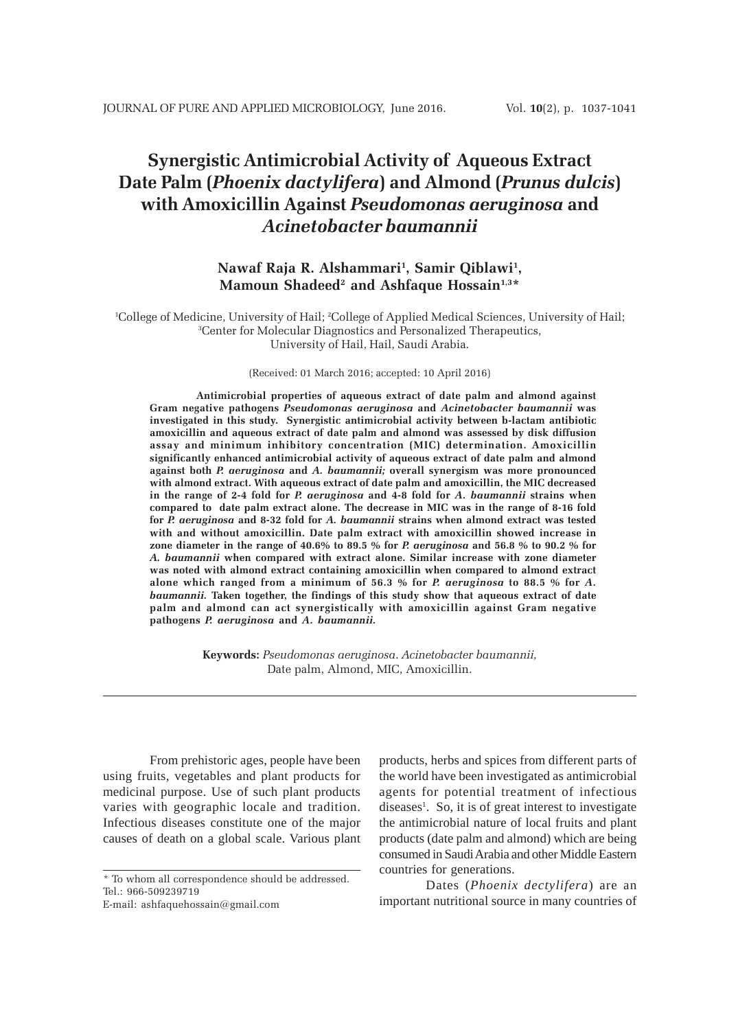# Synergistic Antimicrobial Activity of Aqueous Extract Date Palm (*Phoenix dactylifera*) and Almond (*Prunus dulcis*) with Amoxicillin Against *Pseudomonas aeruginosa* and *Acinetobacter baumannii*

**Nawaf Raja R. Alshammari[1], Samir Qiblawi[1], Mamoun Shadeed[2] and Ashfaque Hossain[1,3]***

[1]College of Medicine, University of Hail; [2]College of Applied Medical Sciences, University of Hail; [3]Center for Molecular Diagnostics and Personalized Therapeutics, University of Hail, Hail, Saudi Arabia.

(Received: 01 March 2016; accepted: 10 April 2016)

**Antimicrobial properties of aqueous extract of date palm and almond against Gram negative pathogens *Pseudomonas aeruginosa* and *Acinetobacter baumannii* was investigated in this study. Synergistic antimicrobial activity between b-lactam antibiotic amoxicillin and aqueous extract of date palm and almond was assessed by disk diffusion assay and minimum inhibitory concentration (MIC) determination. Amoxicillin significantly enhanced antimicrobial activity of aqueous extract of date palm and almond against both *P. aeruginosa* and *A. baumannii;* overall synergism was more pronounced with almond extract. With aqueous extract of date palm and amoxicillin, the MIC decreased in the range of 2-4 fold for *P. aeruginosa* and 4-8 fold for *A. baumannii* strains when compared to date palm extract alone. The decrease in MIC was in the range of 8-16 fold for *P. aeruginosa* and 8-32 fold for *A. baumannii* strains when almond extract was tested with and without amoxicillin. Date palm extract with amoxicillin showed increase in zone diameter in the range of 40.6% to 89.5 % for *P. aeruginosa* and 56.8 % to 90.2 % for *A. baumannii* when compared with extract alone. Similar increase with zone diameter was noted with almond extract containing amoxicillin when compared to almond extract alone which ranged from a minimum of 56.3 % for *P. aeruginosa* to 88.5 % for *A. baumannii.* Taken together, the findings of this study show that aqueous extract of date palm and almond can act synergistically with amoxicillin against Gram negative pathogens *P. aeruginosa* and *A. baumannii.***

**Keywords:** *Pseudomonas aeruginosa. Acinetobacter baumannii,* Date palm, Almond, MIC, Amoxicillin.

---

From prehistoric ages, people have been using fruits, vegetables and plant products for medicinal purpose. Use of such plant products varies with geographic locale and tradition. Infectious diseases constitute one of the major causes of death on a global scale. Various plant products, herbs and spices from different parts of the world have been investigated as antimicrobial agents for potential treatment of infectious diseases[1]. So, it is of great interest to investigate the antimicrobial nature of local fruits and plant products (date palm and almond) which are being consumed in Saudi Arabia and other Middle Eastern countries for generations.

Dates (*Phoenix dectylifera*) are an important nutritional source in many countries of

---

\* To whom all correspondence should be addressed.
Tel.: 966-509239719
E-mail: ashfaquehossain@gmail.com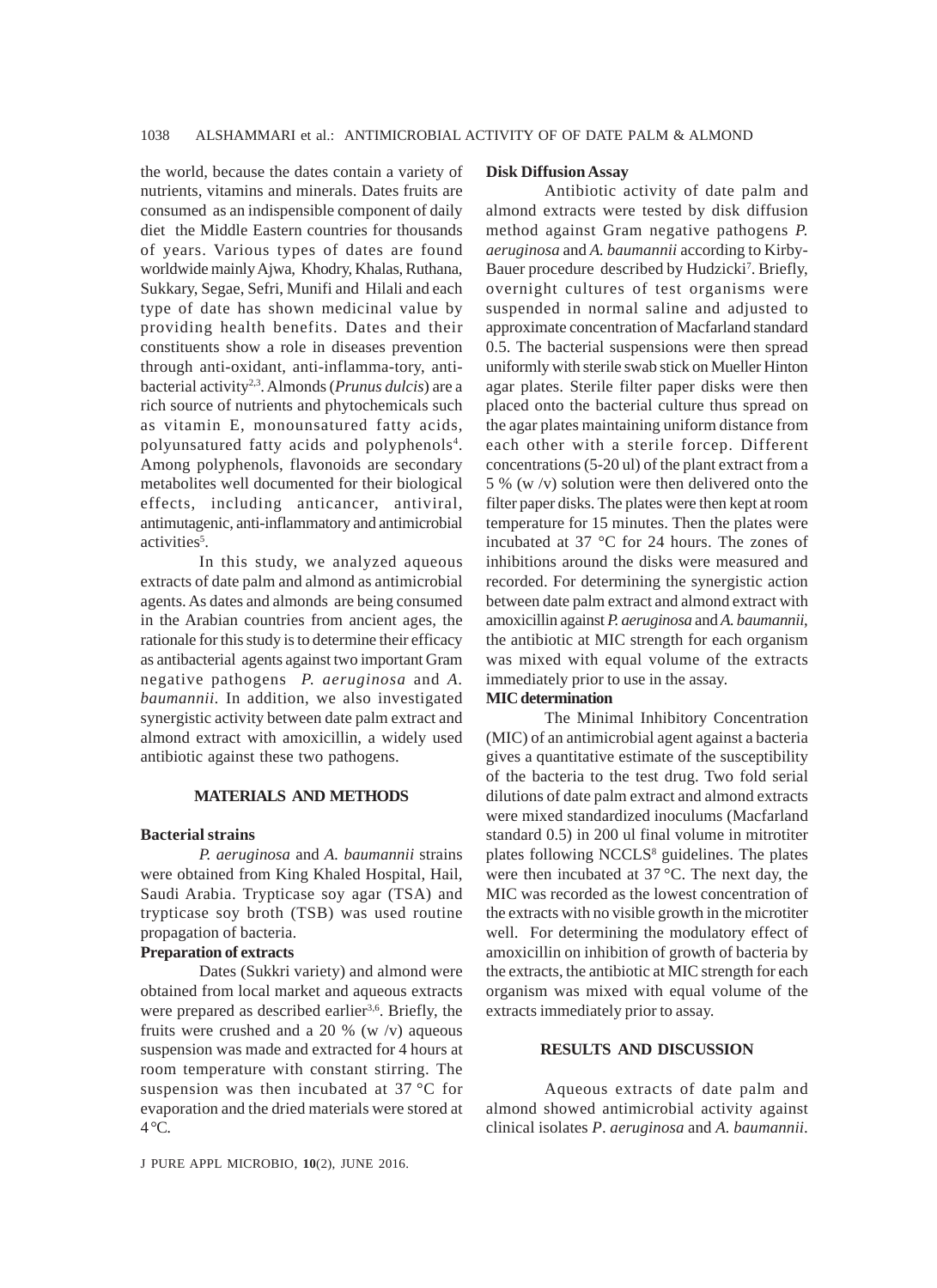the world, because the dates contain a variety of nutrients, vitamins and minerals. Dates fruits are consumed as an indispensible component of daily diet the Middle Eastern countries for thousands of years. Various types of dates are found worldwide mainly Ajwa, Khodry, Khalas, Ruthana, Sukkary, Segae, Sefri, Munifi and Hilali and each type of date has shown medicinal value by providing health benefits. Dates and their constituents show a role in diseases prevention through anti-oxidant, anti-inflamma-tory, anti-bacterial activity[2,3]. Almonds (*Prunus dulcis*) are a rich source of nutrients and phytochemicals such as vitamin E, monounsatured fatty acids, polyunsatured fatty acids and polyphenols[4]. Among polyphenols, flavonoids are secondary metabolites well documented for their biological effects, including anticancer, antiviral, antimutagenic, anti-inflammatory and antimicrobial activities[5].

In this study, we analyzed aqueous extracts of date palm and almond as antimicrobial agents. As dates and almonds are being consumed in the Arabian countries from ancient ages, the rationale for this study is to determine their efficacy as antibacterial agents against two important Gram negative pathogens *P. aeruginosa* and *A. baumannii*. In addition, we also investigated synergistic activity between date palm extract and almond extract with amoxicillin, a widely used antibiotic against these two pathogens.

## MATERIALS AND METHODS

### Bacterial strains

*P. aeruginosa* and *A. baumannii* strains were obtained from King Khaled Hospital, Hail, Saudi Arabia. Trypticase soy agar (TSA) and trypticase soy broth (TSB) was used routine propagation of bacteria.

### Preparation of extracts

Dates (Sukkri variety) and almond were obtained from local market and aqueous extracts were prepared as described earlier[3,6]. Briefly, the fruits were crushed and a 20 % (w /v) aqueous suspension was made and extracted for 4 hours at room temperature with constant stirring. The suspension was then incubated at 37 °C for evaporation and the dried materials were stored at 4 °C.

### Disk Diffusion Assay

Antibiotic activity of date palm and almond extracts were tested by disk diffusion method against Gram negative pathogens *P. aeruginosa* and *A. baumannii* according to Kirby-Bauer procedure described by Hudzicki[7]. Briefly, overnight cultures of test organisms were suspended in normal saline and adjusted to approximate concentration of Macfarland standard 0.5. The bacterial suspensions were then spread uniformly with sterile swab stick on Mueller Hinton agar plates. Sterile filter paper disks were then placed onto the bacterial culture thus spread on the agar plates maintaining uniform distance from each other with a sterile forcep. Different concentrations (5-20 ul) of the plant extract from a 5 % (w /v) solution were then delivered onto the filter paper disks. The plates were then kept at room temperature for 15 minutes. Then the plates were incubated at 37 °C for 24 hours. The zones of inhibitions around the disks were measured and recorded. For determining the synergistic action between date palm extract and almond extract with amoxicillin against *P. aeruginosa* and *A. baumannii*, the antibiotic at MIC strength for each organism was mixed with equal volume of the extracts immediately prior to use in the assay.

### MIC determination

The Minimal Inhibitory Concentration (MIC) of an antimicrobial agent against a bacteria gives a quantitative estimate of the susceptibility of the bacteria to the test drug. Two fold serial dilutions of date palm extract and almond extracts were mixed standardized inoculums (Macfarland standard 0.5) in 200 ul final volume in mitrotiter plates following NCCLS[8] guidelines. The plates were then incubated at 37 °C. The next day, the MIC was recorded as the lowest concentration of the extracts with no visible growth in the microtiter well. For determining the modulatory effect of amoxicillin on inhibition of growth of bacteria by the extracts, the antibiotic at MIC strength for each organism was mixed with equal volume of the extracts immediately prior to assay.

## RESULTS AND DISCUSSION

Aqueous extracts of date palm and almond showed antimicrobial activity against clinical isolates *P. aeruginosa* and *A. baumannii*.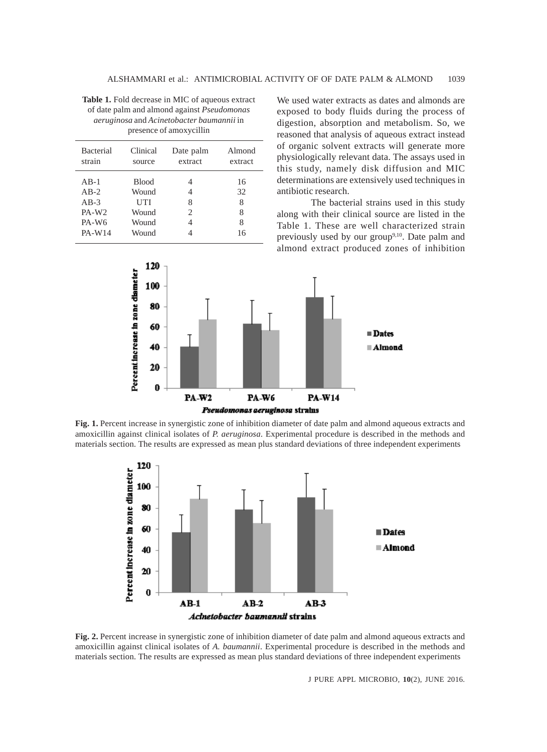**Table 1.** Fold decrease in MIC of aqueous extract of date palm and almond against *Pseudomonas aeruginosa* and *Acinetobacter baumannii* in presence of amoxycillin

| Bacterial strain | Clinical source | Date palm extract | Almond extract |
|---|---|---|---|
| AB-1 | Blood | 4 | 16 |
| AB-2 | Wound | 4 | 32 |
| AB-3 | UTI | 8 | 8 |
| PA-W2 | Wound | 2 | 8 |
| PA-W6 | Wound | 4 | 8 |
| PA-W14 | Wound | 4 | 16 |

We used water extracts as dates and almonds are exposed to body fluids during the process of digestion, absorption and metabolism. So, we reasoned that analysis of aqueous extract instead of organic solvent extracts will generate more physiologically relevant data. The assays used in this study, namely disk diffusion and MIC determinations are extensively used techniques in antibiotic research.

The bacterial strains used in this study along with their clinical source are listed in the Table 1. These are well characterized strain previously used by our group[9,10]. Date palm and almond extract produced zones of inhibition

**Fig. 1.** Percent increase in synergistic zone of inhibition diameter of date palm and almond aqueous extracts and amoxicillin against clinical isolates of *P. aeruginosa*. Experimental procedure is described in the methods and materials section. The results are expressed as mean plus standard deviations of three independent experiments

**Fig. 2.** Percent increase in synergistic zone of inhibition diameter of date palm and almond aqueous extracts and amoxicillin against clinical isolates of *A. baumannii*. Experimental procedure is described in the methods and materials section. The results are expressed as mean plus standard deviations of three independent experiments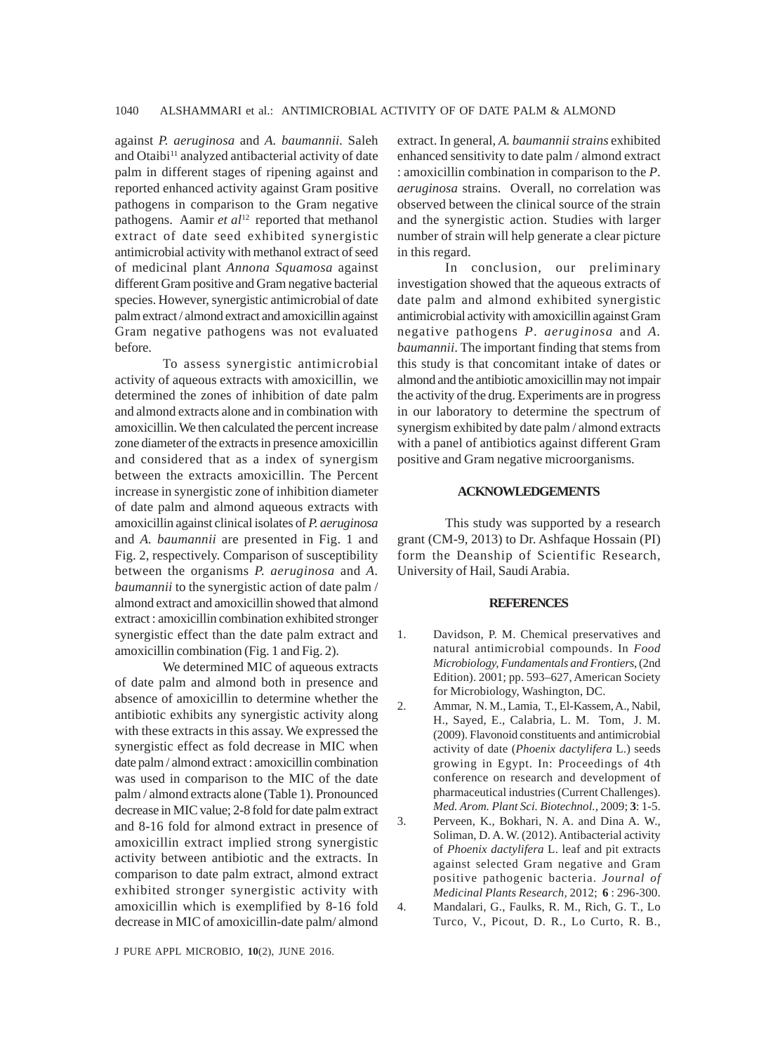against *P. aeruginosa* and *A. baumannii*. Saleh and Otaibi[11] analyzed antibacterial activity of date palm in different stages of ripening against and reported enhanced activity against Gram positive pathogens in comparison to the Gram negative pathogens. Aamir *et al*[12] reported that methanol extract of date seed exhibited synergistic antimicrobial activity with methanol extract of seed of medicinal plant *Annona Squamosa* against different Gram positive and Gram negative bacterial species. However, synergistic antimicrobial of date palm extract / almond extract and amoxicillin against Gram negative pathogens was not evaluated before.

To assess synergistic antimicrobial activity of aqueous extracts with amoxicillin, we determined the zones of inhibition of date palm and almond extracts alone and in combination with amoxicillin. We then calculated the percent increase zone diameter of the extracts in presence amoxicillin and considered that as a index of synergism between the extracts amoxicillin. The Percent increase in synergistic zone of inhibition diameter of date palm and almond aqueous extracts with amoxicillin against clinical isolates of *P. aeruginosa* and *A. baumannii* are presented in Fig. 1 and Fig. 2, respectively. Comparison of susceptibility between the organisms *P. aeruginosa* and *A. baumannii* to the synergistic action of date palm / almond extract and amoxicillin showed that almond extract : amoxicillin combination exhibited stronger synergistic effect than the date palm extract and amoxicillin combination (Fig. 1 and Fig. 2).

We determined MIC of aqueous extracts of date palm and almond both in presence and absence of amoxicillin to determine whether the antibiotic exhibits any synergistic activity along with these extracts in this assay. We expressed the synergistic effect as fold decrease in MIC when date palm / almond extract : amoxicillin combination was used in comparison to the MIC of the date palm / almond extracts alone (Table 1). Pronounced decrease in MIC value; 2-8 fold for date palm extract and 8-16 fold for almond extract in presence of amoxicillin extract implied strong synergistic activity between antibiotic and the extracts. In comparison to date palm extract, almond extract exhibited stronger synergistic activity with amoxicillin which is exemplified by 8-16 fold decrease in MIC of amoxicillin-date palm/ almond extract. In general, *A. baumannii strains* exhibited enhanced sensitivity to date palm / almond extract : amoxicillin combination in comparison to the *P. aeruginosa* strains. Overall, no correlation was observed between the clinical source of the strain and the synergistic action. Studies with larger number of strain will help generate a clear picture in this regard.

In conclusion, our preliminary investigation showed that the aqueous extracts of date palm and almond exhibited synergistic antimicrobial activity with amoxicillin against Gram negative pathogens *P. aeruginosa* and *A. baumannii*. The important finding that stems from this study is that concomitant intake of dates or almond and the antibiotic amoxicillin may not impair the activity of the drug. Experiments are in progress in our laboratory to determine the spectrum of synergism exhibited by date palm / almond extracts with a panel of antibiotics against different Gram positive and Gram negative microorganisms.

## ACKNOWLEDGEMENTS

This study was supported by a research grant (CM-9, 2013) to Dr. Ashfaque Hossain (PI) form the Deanship of Scientific Research, University of Hail, Saudi Arabia.

## REFERENCES

1. Davidson, P. M. Chemical preservatives and natural antimicrobial compounds. In *Food Microbiology, Fundamentals and Frontiers*, (2nd Edition). 2001; pp. 593–627, American Society for Microbiology, Washington, DC.
2. Ammar, N. M., Lamia, T., El-Kassem, A., Nabil, H., Sayed, E., Calabria, L. M. Tom, J. M. (2009). Flavonoid constituents and antimicrobial activity of date (*Phoenix dactylifera* L.) seeds growing in Egypt. In: Proceedings of 4th conference on research and development of pharmaceutical industries (Current Challenges). *Med. Arom. Plant Sci. Biotechnol.*, 2009; **3**: 1-5.
3. Perveen, K., Bokhari, N. A. and Dina A. W., Soliman, D. A. W. (2012). Antibacterial activity of *Phoenix dactylifera* L. leaf and pit extracts against selected Gram negative and Gram positive pathogenic bacteria. *Journal of Medicinal Plants Research*, 2012; **6** : 296-300.
4. Mandalari, G., Faulks, R. M., Rich, G. T., Lo Turco, V., Picout, D. R., Lo Curto, R. B.,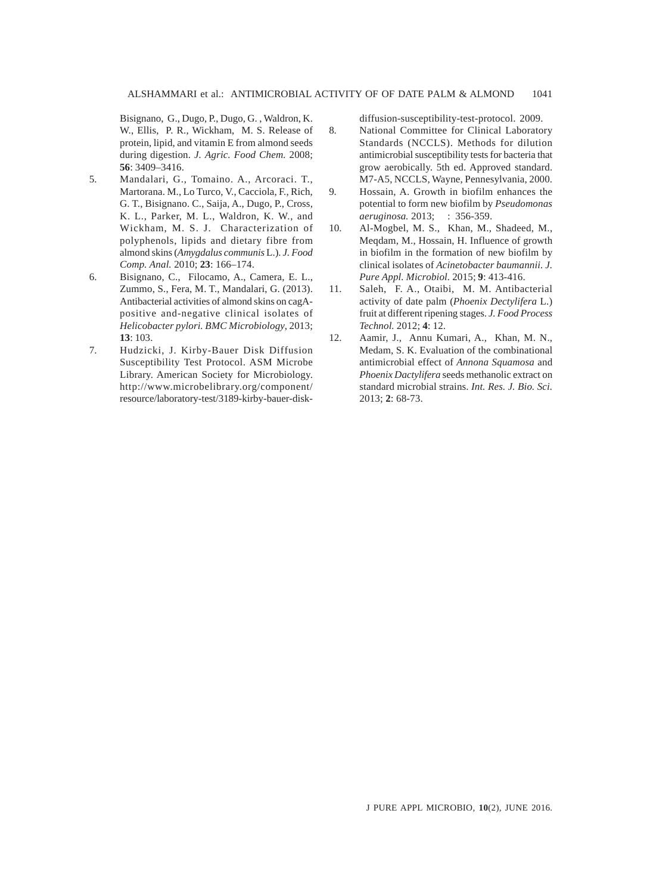Bisignano, G., Dugo, P., Dugo, G. , Waldron, K. W., Ellis, P. R., Wickham, M. S. Release of protein, lipid, and vitamin E from almond seeds during digestion. *J. Agric. Food Chem.* 2008; **56**: 3409–3416.

5. Mandalari, G., Tomaino. A., Arcoraci. T., Martorana. M., Lo Turco, V., Cacciola, F., Rich, G. T., Bisignano. C., Saija, A., Dugo, P., Cross, K. L., Parker, M. L., Waldron, K. W., and Wickham, M. S. J. Characterization of polyphenols, lipids and dietary fibre from almond skins (*Amygdalus communis* L.). *J. Food Comp. Anal.* 2010; **23**: 166–174.
6. Bisignano, C., Filocamo, A., Camera, E. L., Zummo, S., Fera, M. T., Mandalari, G. (2013). Antibacterial activities of almond skins on cagA-positive and-negative clinical isolates of *Helicobacter pylori. BMC Microbiology*, 2013; **13**: 103.
7. Hudzicki, J. Kirby-Bauer Disk Diffusion Susceptibility Test Protocol. ASM Microbe Library. American Society for Microbiology. http://www.microbelibrary.org/component/resource/laboratory-test/3189-kirby-bauer-disk-diffusion-susceptibility-test-protocol. 2009.
8. National Committee for Clinical Laboratory Standards (NCCLS). Methods for dilution antimicrobial susceptibility tests for bacteria that grow aerobically. 5th ed. Approved standard. M7-A5, NCCLS, Wayne, Pennesylvania, 2000.
9. Hossain, A. Growth in biofilm enhances the potential to form new biofilm by *Pseudomonas aeruginosa.* 2013; : 356-359.
10. Al-Mogbel, M. S., Khan, M., Shadeed, M., Meqdam, M., Hossain, H. Influence of growth in biofilm in the formation of new biofilm by clinical isolates of *Acinetobacter baumannii. J. Pure Appl. Microbiol.* 2015; **9**: 413-416.
11. Saleh, F. A., Otaibi, M. M. Antibacterial activity of date palm (*Phoenix Dectylifera* L.) fruit at different ripening stages. *J. Food Process Technol.* 2012; **4**: 12.
12. Aamir, J., Annu Kumari, A., Khan, M. N., Medam, S. K. Evaluation of the combinational antimicrobial effect of *Annona Squamosa* and *Phoenix Dactylifera* seeds methanolic extract on standard microbial strains. *Int. Res. J. Bio. Sci.* 2013; **2**: 68-73.